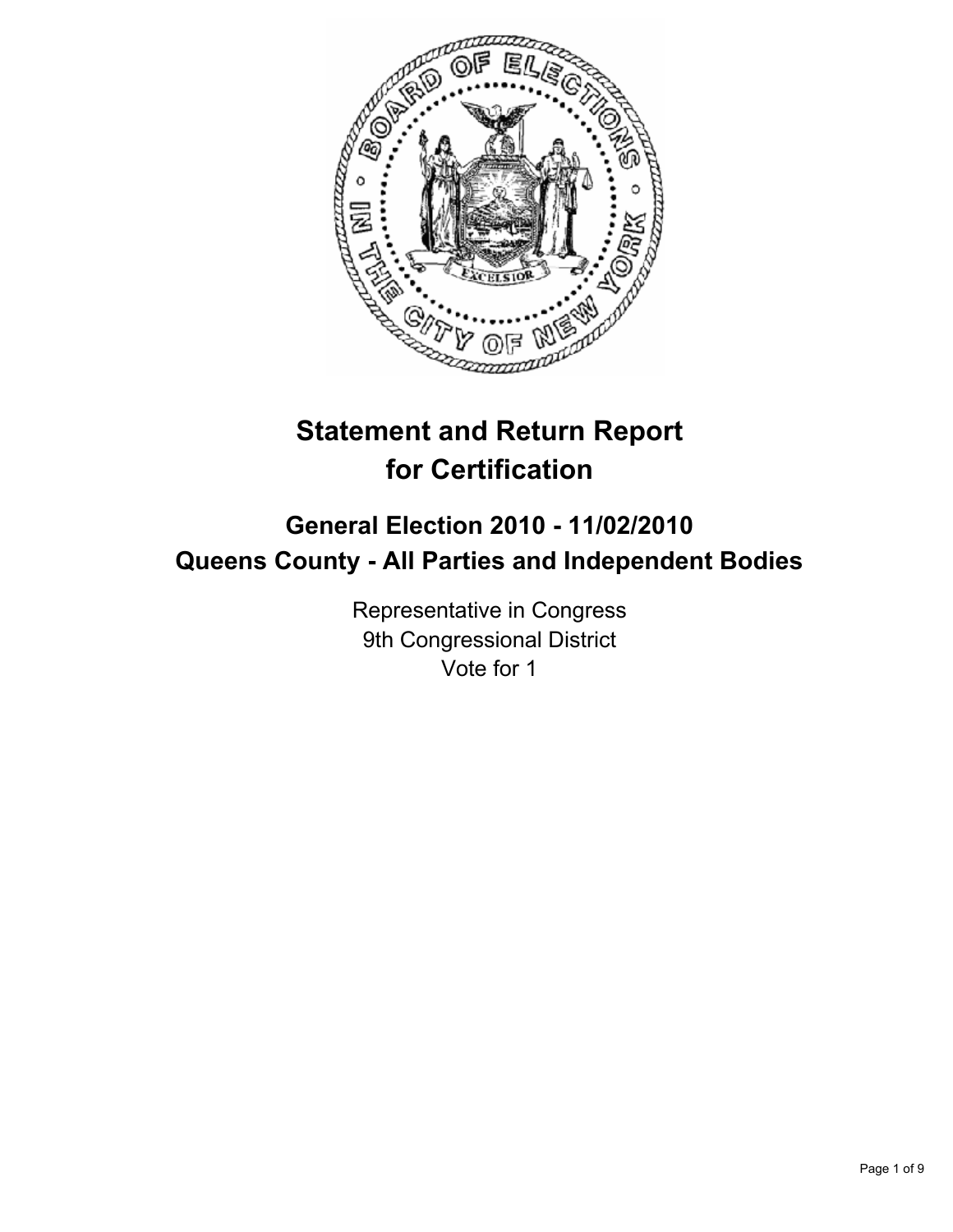# Statement and Return Report for Certification

## General Election 2010 - 11/02/2010
## Queens County - All Parties and Independent Bodies

Representative in Congress
9th Congressional District
Vote for 1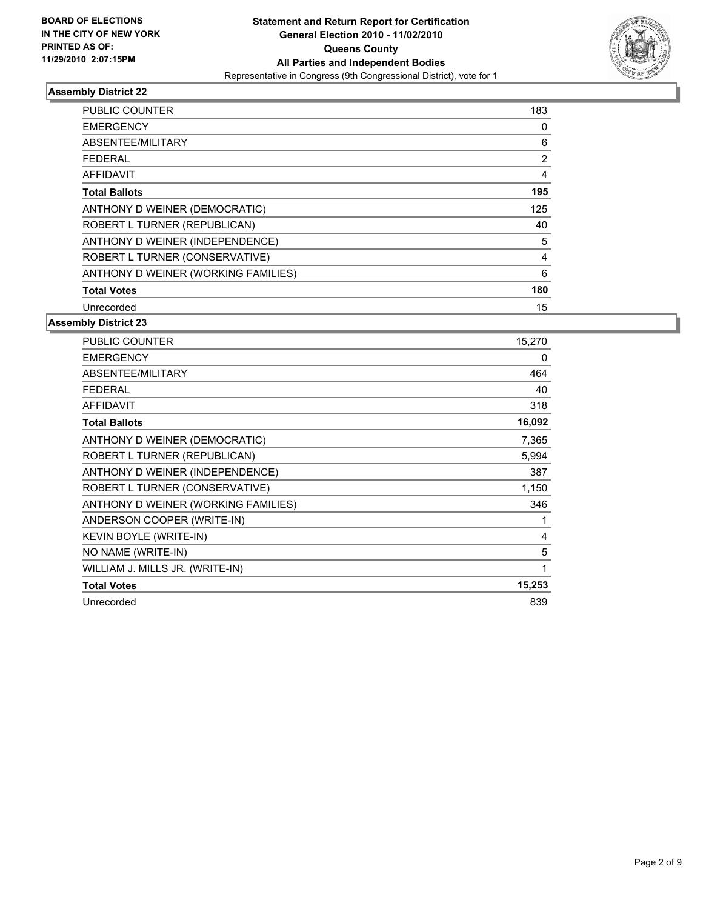BOARD OF ELECTIONS
IN THE CITY OF NEW YORK
PRINTED AS OF:
11/29/2010 2:07:15PM

**Statement and Return Report for Certification**
**General Election 2010 - 11/02/2010**
**Queens County**
**All Parties and Independent Bodies**
Representative in Congress (9th Congressional District), vote for 1

### Assembly District 22

| | |
|---|---|
| PUBLIC COUNTER | 183 |
| EMERGENCY | 0 |
| ABSENTEE/MILITARY | 6 |
| FEDERAL | 2 |
| AFFIDAVIT | 4 |
| **Total Ballots** | **195** |
| ANTHONY D WEINER (DEMOCRATIC) | 125 |
| ROBERT L TURNER (REPUBLICAN) | 40 |
| ANTHONY D WEINER (INDEPENDENCE) | 5 |
| ROBERT L TURNER (CONSERVATIVE) | 4 |
| ANTHONY D WEINER (WORKING FAMILIES) | 6 |
| **Total Votes** | **180** |
| Unrecorded | 15 |

### Assembly District 23

| | |
|---|---|
| PUBLIC COUNTER | 15,270 |
| EMERGENCY | 0 |
| ABSENTEE/MILITARY | 464 |
| FEDERAL | 40 |
| AFFIDAVIT | 318 |
| **Total Ballots** | **16,092** |
| ANTHONY D WEINER (DEMOCRATIC) | 7,365 |
| ROBERT L TURNER (REPUBLICAN) | 5,994 |
| ANTHONY D WEINER (INDEPENDENCE) | 387 |
| ROBERT L TURNER (CONSERVATIVE) | 1,150 |
| ANTHONY D WEINER (WORKING FAMILIES) | 346 |
| ANDERSON COOPER (WRITE-IN) | 1 |
| KEVIN BOYLE (WRITE-IN) | 4 |
| NO NAME (WRITE-IN) | 5 |
| WILLIAM J. MILLS JR. (WRITE-IN) | 1 |
| **Total Votes** | **15,253** |
| Unrecorded | 839 |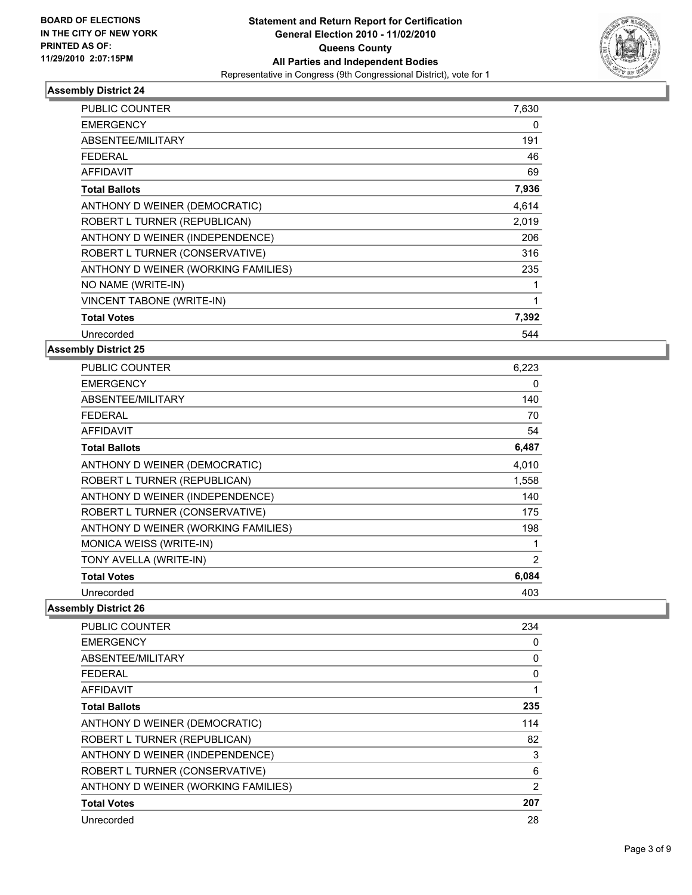BOARD OF ELECTIONS
IN THE CITY OF NEW YORK
PRINTED AS OF:
11/29/2010 2:07:15PM

**Statement and Return Report for Certification**
**General Election 2010 - 11/02/2010**
**Queens County**
**All Parties and Independent Bodies**
Representative in Congress (9th Congressional District), vote for 1

### Assembly District 24

| | |
|---|---|
| PUBLIC COUNTER | 7,630 |
| EMERGENCY | 0 |
| ABSENTEE/MILITARY | 191 |
| FEDERAL | 46 |
| AFFIDAVIT | 69 |
| **Total Ballots** | **7,936** |
| ANTHONY D WEINER (DEMOCRATIC) | 4,614 |
| ROBERT L TURNER (REPUBLICAN) | 2,019 |
| ANTHONY D WEINER (INDEPENDENCE) | 206 |
| ROBERT L TURNER (CONSERVATIVE) | 316 |
| ANTHONY D WEINER (WORKING FAMILIES) | 235 |
| NO NAME (WRITE-IN) | 1 |
| VINCENT TABONE (WRITE-IN) | 1 |
| **Total Votes** | **7,392** |
| Unrecorded | 544 |

### Assembly District 25

| | |
|---|---|
| PUBLIC COUNTER | 6,223 |
| EMERGENCY | 0 |
| ABSENTEE/MILITARY | 140 |
| FEDERAL | 70 |
| AFFIDAVIT | 54 |
| **Total Ballots** | **6,487** |
| ANTHONY D WEINER (DEMOCRATIC) | 4,010 |
| ROBERT L TURNER (REPUBLICAN) | 1,558 |
| ANTHONY D WEINER (INDEPENDENCE) | 140 |
| ROBERT L TURNER (CONSERVATIVE) | 175 |
| ANTHONY D WEINER (WORKING FAMILIES) | 198 |
| MONICA WEISS (WRITE-IN) | 1 |
| TONY AVELLA (WRITE-IN) | 2 |
| **Total Votes** | **6,084** |
| Unrecorded | 403 |

### Assembly District 26

| | |
|---|---|
| PUBLIC COUNTER | 234 |
| EMERGENCY | 0 |
| ABSENTEE/MILITARY | 0 |
| FEDERAL | 0 |
| AFFIDAVIT | 1 |
| **Total Ballots** | **235** |
| ANTHONY D WEINER (DEMOCRATIC) | 114 |
| ROBERT L TURNER (REPUBLICAN) | 82 |
| ANTHONY D WEINER (INDEPENDENCE) | 3 |
| ROBERT L TURNER (CONSERVATIVE) | 6 |
| ANTHONY D WEINER (WORKING FAMILIES) | 2 |
| **Total Votes** | **207** |
| Unrecorded | 28 |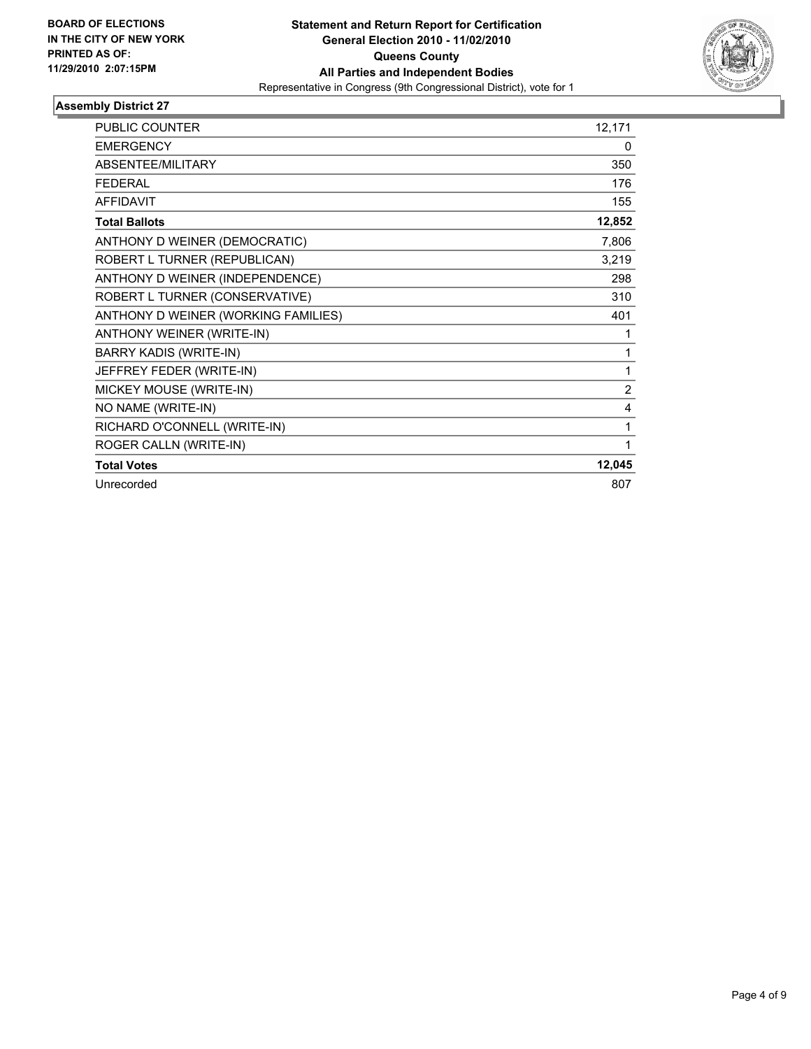**BOARD OF ELECTIONS IN THE CITY OF NEW YORK PRINTED AS OF: 11/29/2010 2:07:15PM**

**Statement and Return Report for Certification**
**General Election 2010 - 11/02/2010**
**Queens County**
**All Parties and Independent Bodies**
Representative in Congress (9th Congressional District), vote for 1

## Assembly District 27

| | |
|---|---|
| PUBLIC COUNTER | 12,171 |
| EMERGENCY | 0 |
| ABSENTEE/MILITARY | 350 |
| FEDERAL | 176 |
| AFFIDAVIT | 155 |
| **Total Ballots** | **12,852** |
| ANTHONY D WEINER (DEMOCRATIC) | 7,806 |
| ROBERT L TURNER (REPUBLICAN) | 3,219 |
| ANTHONY D WEINER (INDEPENDENCE) | 298 |
| ROBERT L TURNER (CONSERVATIVE) | 310 |
| ANTHONY D WEINER (WORKING FAMILIES) | 401 |
| ANTHONY WEINER (WRITE-IN) | 1 |
| BARRY KADIS (WRITE-IN) | 1 |
| JEFFREY FEDER (WRITE-IN) | 1 |
| MICKEY MOUSE (WRITE-IN) | 2 |
| NO NAME (WRITE-IN) | 4 |
| RICHARD O'CONNELL (WRITE-IN) | 1 |
| ROGER CALLN (WRITE-IN) | 1 |
| **Total Votes** | **12,045** |
| Unrecorded | 807 |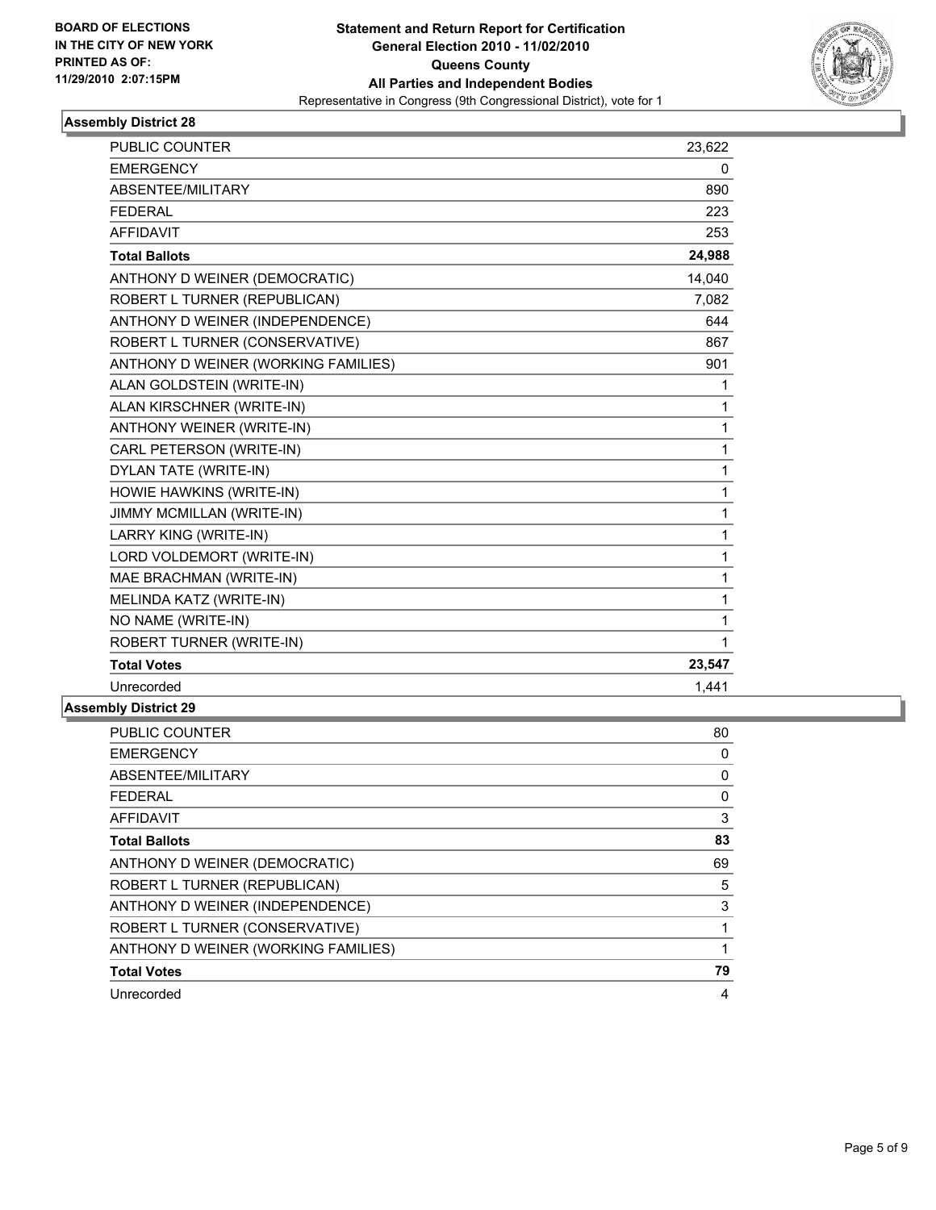BOARD OF ELECTIONS
IN THE CITY OF NEW YORK
PRINTED AS OF:
11/29/2010 2:07:15PM

**Statement and Return Report for Certification**
**General Election 2010 - 11/02/2010**
**Queens County**
**All Parties and Independent Bodies**
Representative in Congress (9th Congressional District), vote for 1

## Assembly District 28

| | |
|---|---|
| PUBLIC COUNTER | 23,622 |
| EMERGENCY | 0 |
| ABSENTEE/MILITARY | 890 |
| FEDERAL | 223 |
| AFFIDAVIT | 253 |
| **Total Ballots** | **24,988** |
| ANTHONY D WEINER (DEMOCRATIC) | 14,040 |
| ROBERT L TURNER (REPUBLICAN) | 7,082 |
| ANTHONY D WEINER (INDEPENDENCE) | 644 |
| ROBERT L TURNER (CONSERVATIVE) | 867 |
| ANTHONY D WEINER (WORKING FAMILIES) | 901 |
| ALAN GOLDSTEIN (WRITE-IN) | 1 |
| ALAN KIRSCHNER (WRITE-IN) | 1 |
| ANTHONY WEINER (WRITE-IN) | 1 |
| CARL PETERSON (WRITE-IN) | 1 |
| DYLAN TATE (WRITE-IN) | 1 |
| HOWIE HAWKINS (WRITE-IN) | 1 |
| JIMMY MCMILLAN (WRITE-IN) | 1 |
| LARRY KING (WRITE-IN) | 1 |
| LORD VOLDEMORT (WRITE-IN) | 1 |
| MAE BRACHMAN (WRITE-IN) | 1 |
| MELINDA KATZ (WRITE-IN) | 1 |
| NO NAME (WRITE-IN) | 1 |
| ROBERT TURNER (WRITE-IN) | 1 |
| **Total Votes** | **23,547** |
| Unrecorded | 1,441 |

## Assembly District 29

| | |
|---|---|
| PUBLIC COUNTER | 80 |
| EMERGENCY | 0 |
| ABSENTEE/MILITARY | 0 |
| FEDERAL | 0 |
| AFFIDAVIT | 3 |
| **Total Ballots** | **83** |
| ANTHONY D WEINER (DEMOCRATIC) | 69 |
| ROBERT L TURNER (REPUBLICAN) | 5 |
| ANTHONY D WEINER (INDEPENDENCE) | 3 |
| ROBERT L TURNER (CONSERVATIVE) | 1 |
| ANTHONY D WEINER (WORKING FAMILIES) | 1 |
| **Total Votes** | **79** |
| Unrecorded | 4 |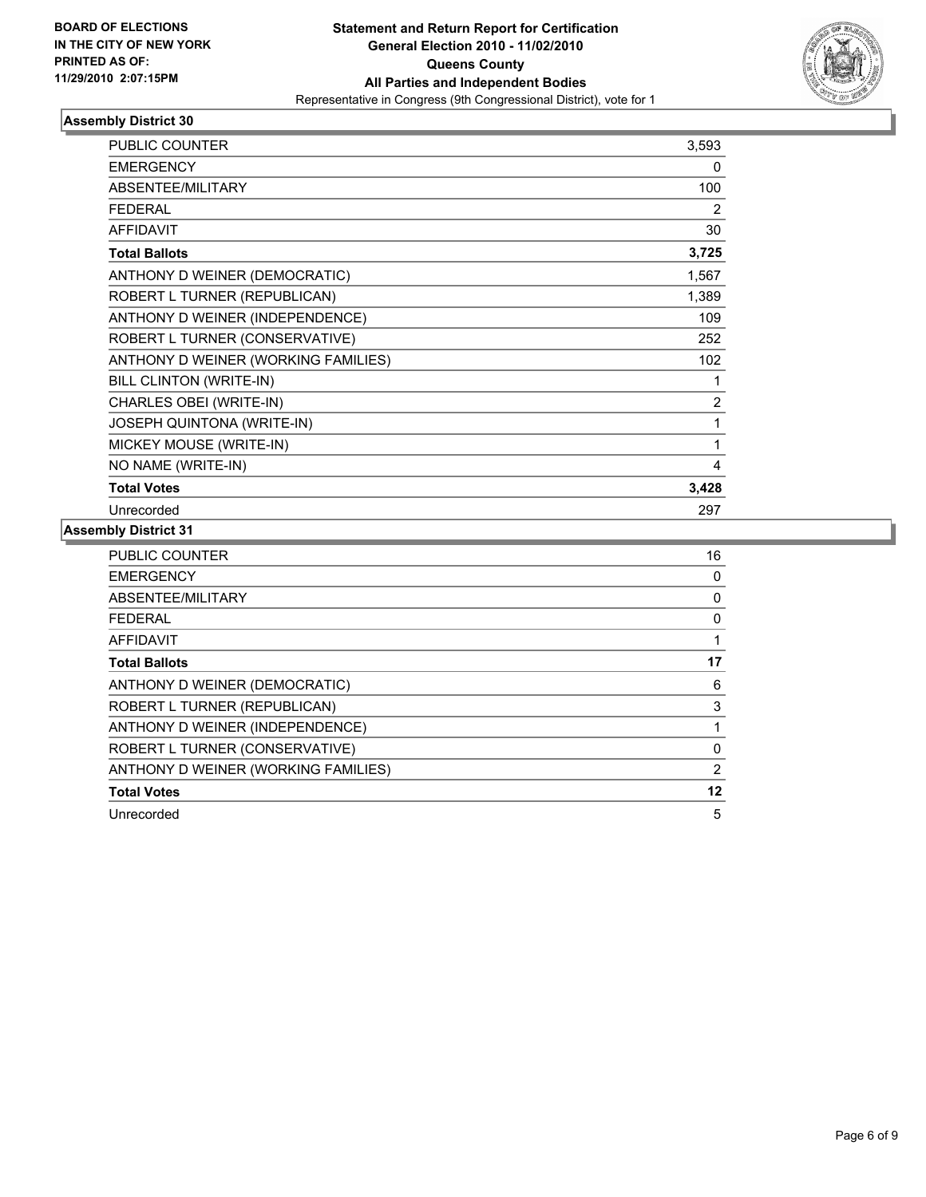**BOARD OF ELECTIONS IN THE CITY OF NEW YORK PRINTED AS OF: 11/29/2010 2:07:15PM**

**Statement and Return Report for Certification**
**General Election 2010 - 11/02/2010**
**Queens County**
**All Parties and Independent Bodies**
Representative in Congress (9th Congressional District), vote for 1

### Assembly District 30

| | |
|---|---|
| PUBLIC COUNTER | 3,593 |
| EMERGENCY | 0 |
| ABSENTEE/MILITARY | 100 |
| FEDERAL | 2 |
| AFFIDAVIT | 30 |
| **Total Ballots** | **3,725** |
| ANTHONY D WEINER (DEMOCRATIC) | 1,567 |
| ROBERT L TURNER (REPUBLICAN) | 1,389 |
| ANTHONY D WEINER (INDEPENDENCE) | 109 |
| ROBERT L TURNER (CONSERVATIVE) | 252 |
| ANTHONY D WEINER (WORKING FAMILIES) | 102 |
| BILL CLINTON (WRITE-IN) | 1 |
| CHARLES OBEI (WRITE-IN) | 2 |
| JOSEPH QUINTONA (WRITE-IN) | 1 |
| MICKEY MOUSE (WRITE-IN) | 1 |
| NO NAME (WRITE-IN) | 4 |
| **Total Votes** | **3,428** |
| Unrecorded | 297 |

### Assembly District 31

| | |
|---|---|
| PUBLIC COUNTER | 16 |
| EMERGENCY | 0 |
| ABSENTEE/MILITARY | 0 |
| FEDERAL | 0 |
| AFFIDAVIT | 1 |
| **Total Ballots** | **17** |
| ANTHONY D WEINER (DEMOCRATIC) | 6 |
| ROBERT L TURNER (REPUBLICAN) | 3 |
| ANTHONY D WEINER (INDEPENDENCE) | 1 |
| ROBERT L TURNER (CONSERVATIVE) | 0 |
| ANTHONY D WEINER (WORKING FAMILIES) | 2 |
| **Total Votes** | **12** |
| Unrecorded | 5 |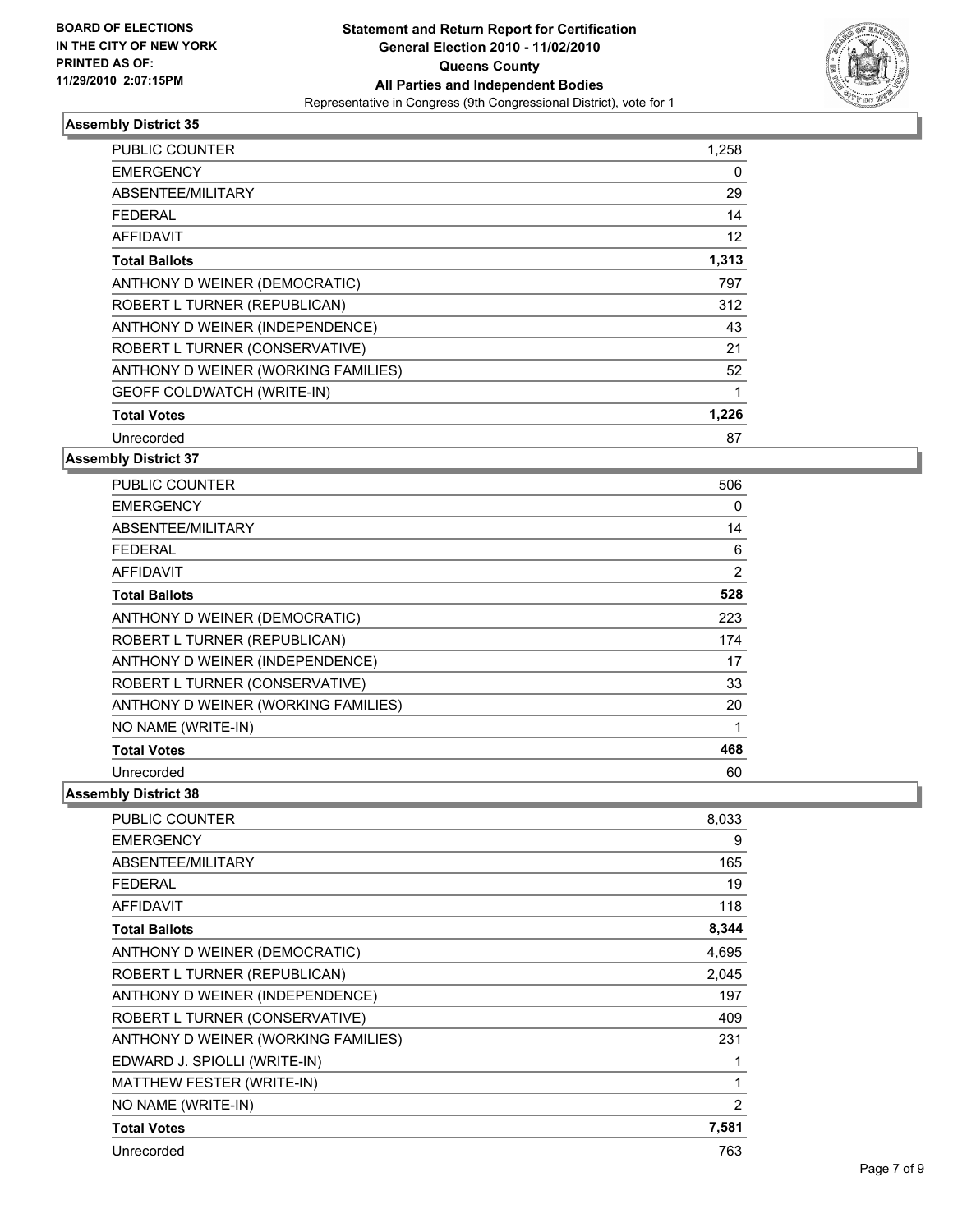BOARD OF ELECTIONS
IN THE CITY OF NEW YORK
PRINTED AS OF:
11/29/2010 2:07:15PM

**Statement and Return Report for Certification**
**General Election 2010 - 11/02/2010**
**Queens County**
**All Parties and Independent Bodies**
Representative in Congress (9th Congressional District), vote for 1

### Assembly District 35

| | |
|---|---|
| PUBLIC COUNTER | 1,258 |
| EMERGENCY | 0 |
| ABSENTEE/MILITARY | 29 |
| FEDERAL | 14 |
| AFFIDAVIT | 12 |
| **Total Ballots** | **1,313** |
| ANTHONY D WEINER (DEMOCRATIC) | 797 |
| ROBERT L TURNER (REPUBLICAN) | 312 |
| ANTHONY D WEINER (INDEPENDENCE) | 43 |
| ROBERT L TURNER (CONSERVATIVE) | 21 |
| ANTHONY D WEINER (WORKING FAMILIES) | 52 |
| GEOFF COLDWATCH (WRITE-IN) | 1 |
| **Total Votes** | **1,226** |
| Unrecorded | 87 |

### Assembly District 37

| | |
|---|---|
| PUBLIC COUNTER | 506 |
| EMERGENCY | 0 |
| ABSENTEE/MILITARY | 14 |
| FEDERAL | 6 |
| AFFIDAVIT | 2 |
| **Total Ballots** | **528** |
| ANTHONY D WEINER (DEMOCRATIC) | 223 |
| ROBERT L TURNER (REPUBLICAN) | 174 |
| ANTHONY D WEINER (INDEPENDENCE) | 17 |
| ROBERT L TURNER (CONSERVATIVE) | 33 |
| ANTHONY D WEINER (WORKING FAMILIES) | 20 |
| NO NAME (WRITE-IN) | 1 |
| **Total Votes** | **468** |
| Unrecorded | 60 |

### Assembly District 38

| | |
|---|---|
| PUBLIC COUNTER | 8,033 |
| EMERGENCY | 9 |
| ABSENTEE/MILITARY | 165 |
| FEDERAL | 19 |
| AFFIDAVIT | 118 |
| **Total Ballots** | **8,344** |
| ANTHONY D WEINER (DEMOCRATIC) | 4,695 |
| ROBERT L TURNER (REPUBLICAN) | 2,045 |
| ANTHONY D WEINER (INDEPENDENCE) | 197 |
| ROBERT L TURNER (CONSERVATIVE) | 409 |
| ANTHONY D WEINER (WORKING FAMILIES) | 231 |
| EDWARD J. SPIOLLI (WRITE-IN) | 1 |
| MATTHEW FESTER (WRITE-IN) | 1 |
| NO NAME (WRITE-IN) | 2 |
| **Total Votes** | **7,581** |
| Unrecorded | 763 |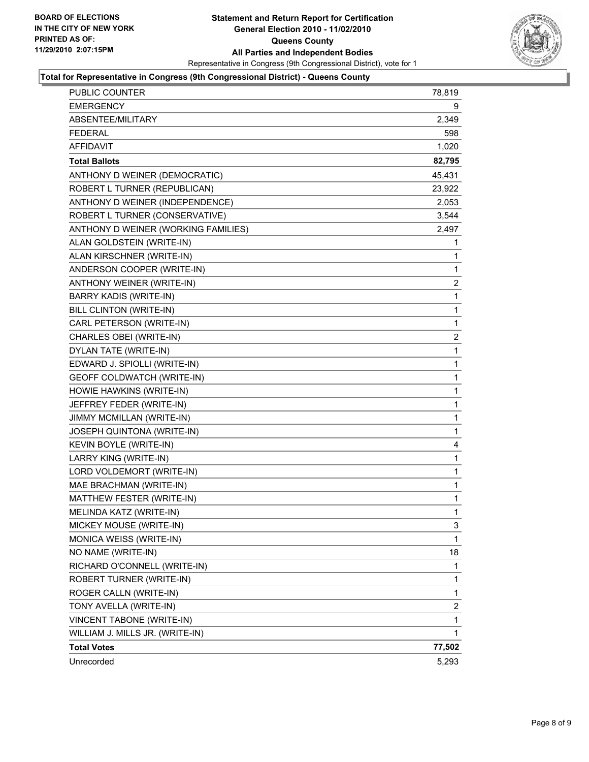**BOARD OF ELECTIONS IN THE CITY OF NEW YORK PRINTED AS OF: 11/29/2010 2:07:15PM**

# Statement and Return Report for Certification
## General Election 2010 - 11/02/2010
## Queens County
## All Parties and Independent Bodies

Representative in Congress (9th Congressional District), vote for 1

### Total for Representative in Congress (9th Congressional District) - Queens County

| | |
|---|---|
| PUBLIC COUNTER | 78,819 |
| EMERGENCY | 9 |
| ABSENTEE/MILITARY | 2,349 |
| FEDERAL | 598 |
| AFFIDAVIT | 1,020 |
| **Total Ballots** | **82,795** |
| ANTHONY D WEINER (DEMOCRATIC) | 45,431 |
| ROBERT L TURNER (REPUBLICAN) | 23,922 |
| ANTHONY D WEINER (INDEPENDENCE) | 2,053 |
| ROBERT L TURNER (CONSERVATIVE) | 3,544 |
| ANTHONY D WEINER (WORKING FAMILIES) | 2,497 |
| ALAN GOLDSTEIN (WRITE-IN) | 1 |
| ALAN KIRSCHNER (WRITE-IN) | 1 |
| ANDERSON COOPER (WRITE-IN) | 1 |
| ANTHONY WEINER (WRITE-IN) | 2 |
| BARRY KADIS (WRITE-IN) | 1 |
| BILL CLINTON (WRITE-IN) | 1 |
| CARL PETERSON (WRITE-IN) | 1 |
| CHARLES OBEI (WRITE-IN) | 2 |
| DYLAN TATE (WRITE-IN) | 1 |
| EDWARD J. SPIOLLI (WRITE-IN) | 1 |
| GEOFF COLDWATCH (WRITE-IN) | 1 |
| HOWIE HAWKINS (WRITE-IN) | 1 |
| JEFFREY FEDER (WRITE-IN) | 1 |
| JIMMY MCMILLAN (WRITE-IN) | 1 |
| JOSEPH QUINTONA (WRITE-IN) | 1 |
| KEVIN BOYLE (WRITE-IN) | 4 |
| LARRY KING (WRITE-IN) | 1 |
| LORD VOLDEMORT (WRITE-IN) | 1 |
| MAE BRACHMAN (WRITE-IN) | 1 |
| MATTHEW FESTER (WRITE-IN) | 1 |
| MELINDA KATZ (WRITE-IN) | 1 |
| MICKEY MOUSE (WRITE-IN) | 3 |
| MONICA WEISS (WRITE-IN) | 1 |
| NO NAME (WRITE-IN) | 18 |
| RICHARD O'CONNELL (WRITE-IN) | 1 |
| ROBERT TURNER (WRITE-IN) | 1 |
| ROGER CALLN (WRITE-IN) | 1 |
| TONY AVELLA (WRITE-IN) | 2 |
| VINCENT TABONE (WRITE-IN) | 1 |
| WILLIAM J. MILLS JR. (WRITE-IN) | 1 |
| **Total Votes** | **77,502** |
| Unrecorded | 5,293 |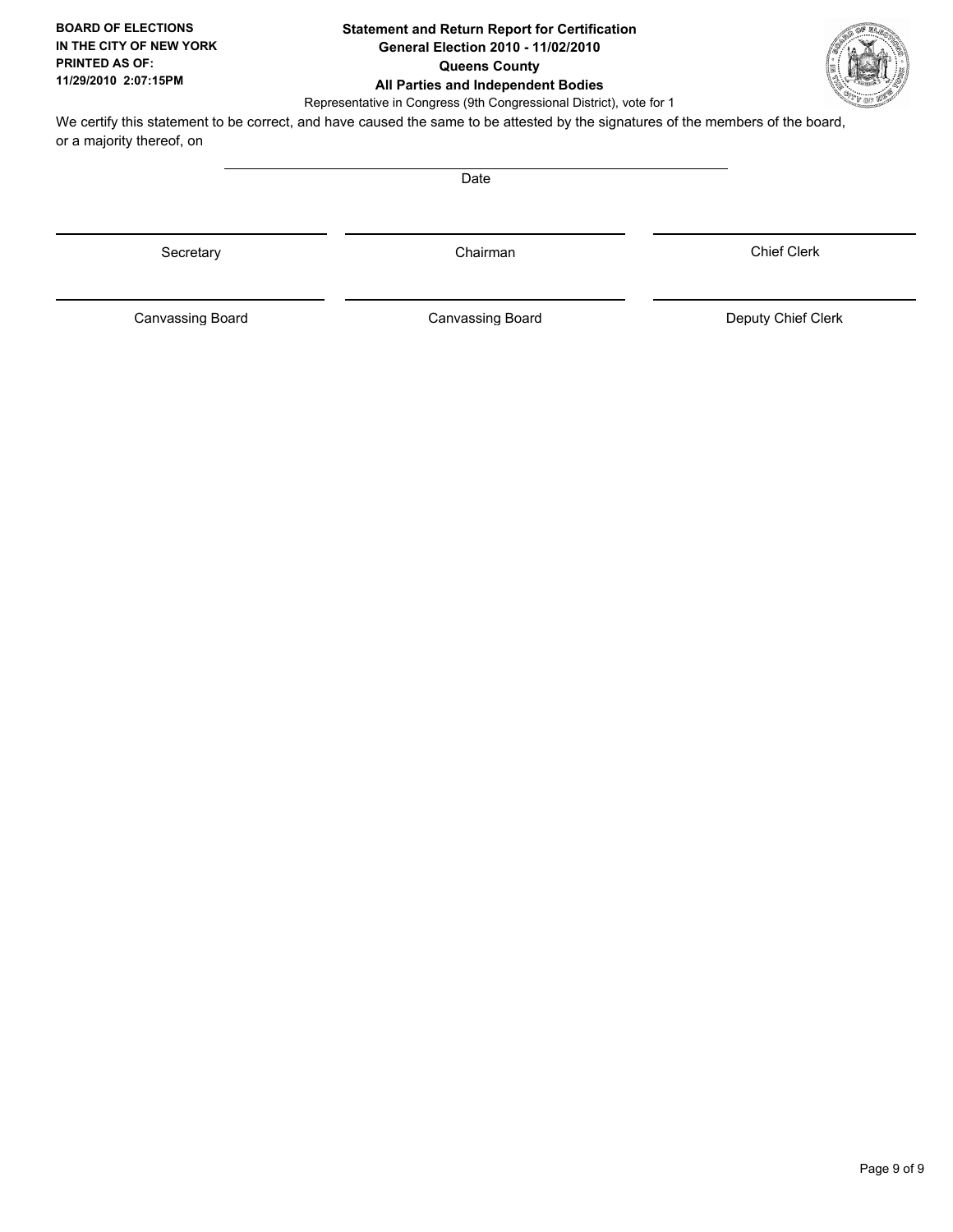**BOARD OF ELECTIONS IN THE CITY OF NEW YORK PRINTED AS OF: 11/29/2010 2:07:15PM**

**Statement and Return Report for Certification**
**General Election 2010 - 11/02/2010**
**Queens County**
**All Parties and Independent Bodies**

Representative in Congress (9th Congressional District), vote for 1

We certify this statement to be correct, and have caused the same to be attested by the signatures of the members of the board, or a majority thereof, on

______________________________
Date

______________________________
Secretary

______________________________
Chairman

______________________________
Chief Clerk

______________________________
Canvassing Board

______________________________
Canvassing Board

______________________________
Deputy Chief Clerk